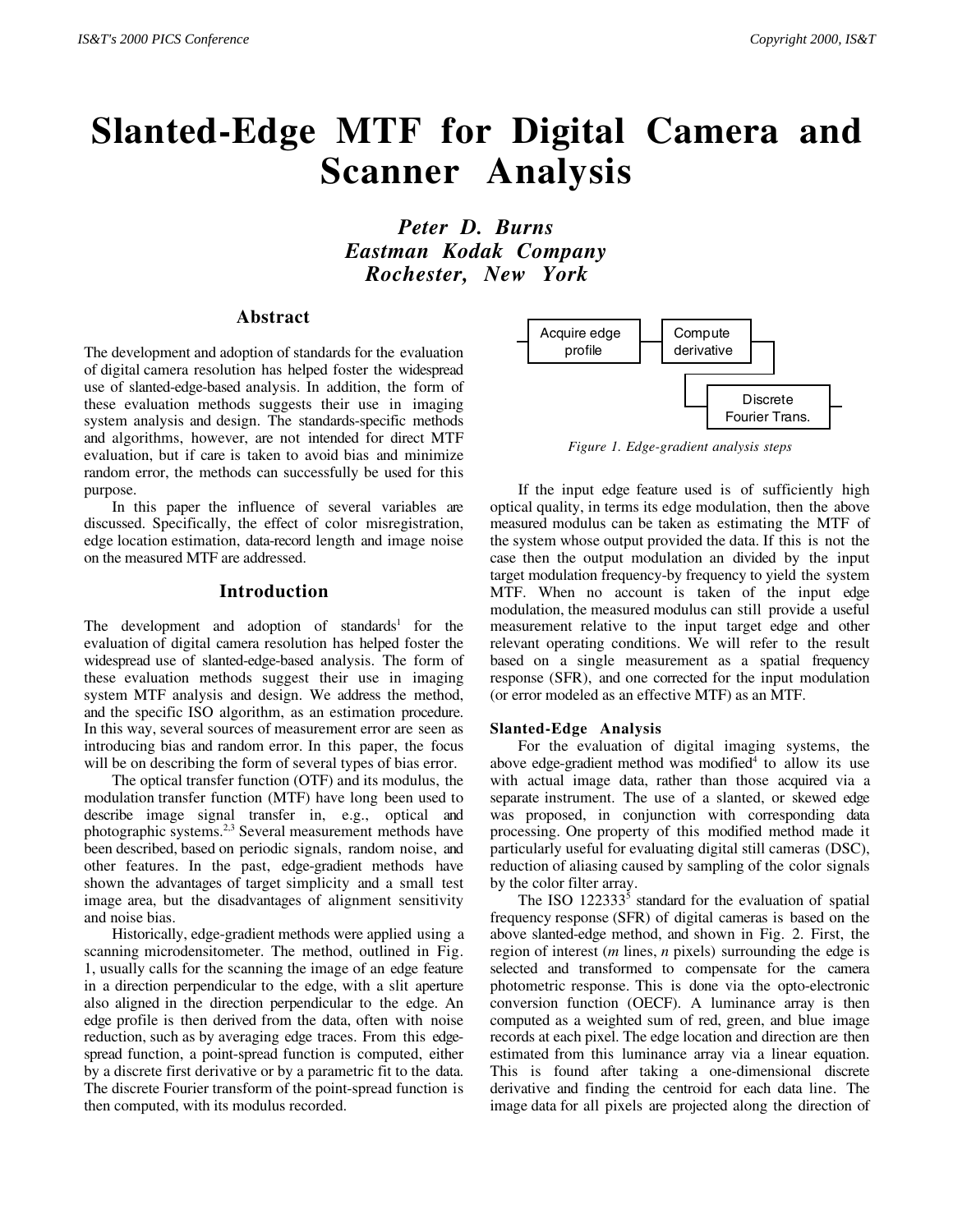# Slanted-Edge MTF for Digital Camera and Scanner Analysis

***Peter D. Burns***
***Eastman Kodak Company***
***Rochester, New York***

## Abstract

The development and adoption of standards for the evaluation of digital camera resolution has helped foster the widespread use of slanted-edge-based analysis. In addition, the form of these evaluation methods suggests their use in imaging system analysis and design. The standards-specific methods and algorithms, however, are not intended for direct MTF evaluation, but if care is taken to avoid bias and minimize random error, the methods can successfully be used for this purpose.

In this paper the influence of several variables are discussed. Specifically, the effect of color misregistration, edge location estimation, data-record length and image noise on the measured MTF are addressed.

## Introduction

The development and adoption of standards[1] for the evaluation of digital camera resolution has helped foster the widespread use of slanted-edge-based analysis. The form of these evaluation methods suggest their use in imaging system MTF analysis and design. We address the method, and the specific ISO algorithm, as an estimation procedure. In this way, several sources of measurement error are seen as introducing bias and random error. In this paper, the focus will be on describing the form of several types of bias error.

The optical transfer function (OTF) and its modulus, the modulation transfer function (MTF) have long been used to describe image signal transfer in, e.g., optical and photographic systems.[2,3] Several measurement methods have been described, based on periodic signals, random noise, and other features. In the past, edge-gradient methods have shown the advantages of target simplicity and a small test image area, but the disadvantages of alignment sensitivity and noise bias.

Historically, edge-gradient methods were applied using a scanning microdensitometer. The method, outlined in Fig. 1, usually calls for the scanning the image of an edge feature in a direction perpendicular to the edge, with a slit aperture also aligned in the direction perpendicular to the edge. An edge profile is then derived from the data, often with noise reduction, such as by averaging edge traces. From this edge-spread function, a point-spread function is computed, either by a discrete first derivative or by a parametric fit to the data. The discrete Fourier transform of the point-spread function is then computed, with its modulus recorded.

Acquire edge profile → Compute derivative → Discrete Fourier Trans.

*Figure 1. Edge-gradient analysis steps*

If the input edge feature used is of sufficiently high optical quality, in terms its edge modulation, then the above measured modulus can be taken as estimating the MTF of the system whose output provided the data. If this is not the case then the output modulation an divided by the input target modulation frequency-by frequency to yield the system MTF. When no account is taken of the input edge modulation, the measured modulus can still provide a useful measurement relative to the input target edge and other relevant operating conditions. We will refer to the result based on a single measurement as a spatial frequency response (SFR), and one corrected for the input modulation (or error modeled as an effective MTF) as an MTF.

### Slanted-Edge Analysis

For the evaluation of digital imaging systems, the above edge-gradient method was modified[4] to allow its use with actual image data, rather than those acquired via a separate instrument. The use of a slanted, or skewed edge was proposed, in conjunction with corresponding data processing. One property of this modified method made it particularly useful for evaluating digital still cameras (DSC), reduction of aliasing caused by sampling of the color signals by the color filter array.

The ISO 122333[5] standard for the evaluation of spatial frequency response (SFR) of digital cameras is based on the above slanted-edge method, and shown in Fig. 2. First, the region of interest (*m* lines, *n* pixels) surrounding the edge is selected and transformed to compensate for the camera photometric response. This is done via the opto-electronic conversion function (OECF). A luminance array is then computed as a weighted sum of red, green, and blue image records at each pixel. The edge location and direction are then estimated from this luminance array via a linear equation. This is found after taking a one-dimensional discrete derivative and finding the centroid for each data line. The image data for all pixels are projected along the direction of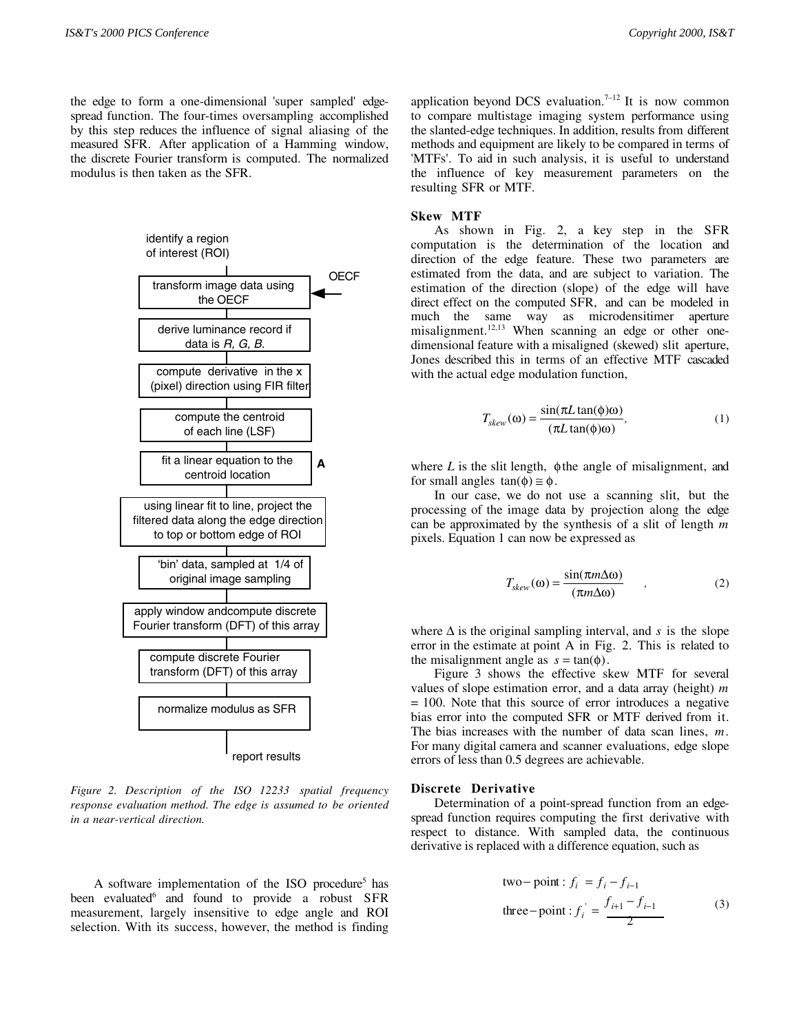the edge to form a one-dimensional 'super sampled' edge-spread function. The four-times oversampling accomplished by this step reduces the influence of signal aliasing of the measured SFR. After application of a Hamming window, the discrete Fourier transform is computed. The normalized modulus is then taken as the SFR.

identify a region of interest (ROI)

- transform image data using the OECF ← OECF
- derive luminance record if data is *R, G, B*.
- compute derivative in the x (pixel) direction using FIR filter
- compute the centroid of each line (LSF)
- fit a linear equation to the centroid location **A**
- using linear fit to line, project the filtered data along the edge direction to top or bottom edge of ROI
- 'bin' data, sampled at 1/4 of original image sampling
- apply window andcompute discrete Fourier transform (DFT) of this array
- compute discrete Fourier transform (DFT) of this array
- normalize modulus as SFR

report results

*Figure 2. Description of the ISO 12233 spatial frequency response evaluation method. The edge is assumed to be oriented in a near-vertical direction.*

A software implementation of the ISO procedure[5] has been evaluated[6] and found to provide a robust SFR measurement, largely insensitive to edge angle and ROI selection. With its success, however, the method is finding application beyond DCS evaluation.[7–12] It is now common to compare multistage imaging system performance using the slanted-edge techniques. In addition, results from different methods and equipment are likely to be compared in terms of 'MTFs'. To aid in such analysis, it is useful to understand the influence of key measurement parameters on the resulting SFR or MTF.

## Skew MTF

As shown in Fig. 2, a key step in the SFR computation is the determination of the location and direction of the edge feature. These two parameters are estimated from the data, and are subject to variation. The estimation of the direction (slope) of the edge will have direct effect on the computed SFR, and can be modeled in much the same way as microdensitimer aperture misalignment.[12,13] When scanning an edge or other one-dimensional feature with a misaligned (skewed) slit aperture, Jones described this in terms of an effective MTF cascaded with the actual edge modulation function,

$$T_{skew}(\omega) = \frac{\sin(\pi L \tan(\phi)\omega)}{(\pi L \tan(\phi)\omega)}, \tag{1}$$

where $L$ is the slit length, $\phi$ the angle of misalignment, and for small angles $\tan(\phi) \cong \phi$.

In our case, we do not use a scanning slit, but the processing of the image data by projection along the edge can be approximated by the synthesis of a slit of length $m$ pixels. Equation 1 can now be expressed as

$$T_{skew}(\omega) = \frac{\sin(\pi m \Delta \omega)}{(\pi m \Delta \omega)} \quad , \tag{2}$$

where $\Delta$ is the original sampling interval, and $s$ is the slope error in the estimate at point A in Fig. 2. This is related to the misalignment angle as $s = \tan(\phi)$.

Figure 3 shows the effective skew MTF for several values of slope estimation error, and a data array (height) $m$ = 100. Note that this source of error introduces a negative bias error into the computed SFR or MTF derived from it. The bias increases with the number of data scan lines, $m$. For many digital camera and scanner evaluations, edge slope errors of less than 0.5 degrees are achievable.

## Discrete Derivative

Determination of a point-spread function from an edge-spread function requires computing the first derivative with respect to distance. With sampled data, the continuous derivative is replaced with a difference equation, such as

$$\begin{aligned} \text{two-point}: \; f_i^{'} &= f_i - f_{i-1} \\ \text{three-point}: \; f_i^{'} &= \frac{f_{i+1} - f_{i-1}}{2} \end{aligned} \tag{3}$$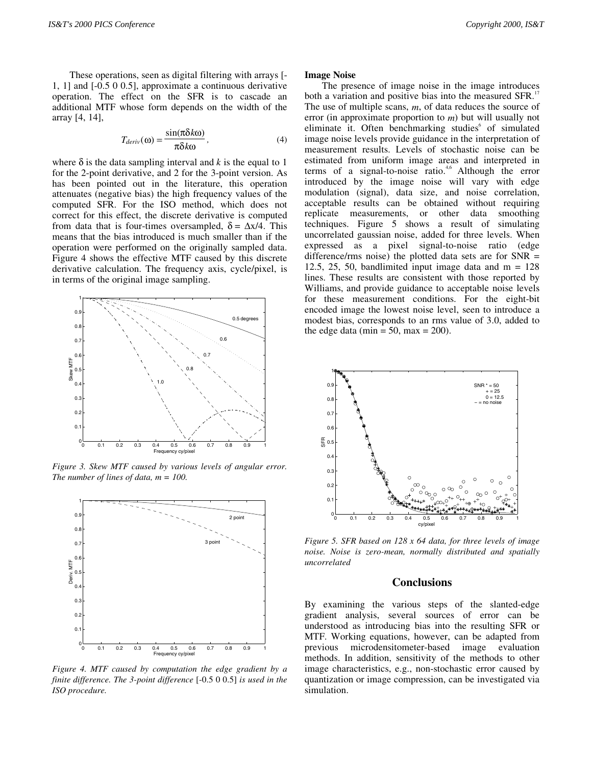These operations, seen as digital filtering with arrays [-1, 1] and [-0.5 0 0.5], approximate a continuous derivative operation. The effect on the SFR is to cascade an additional MTF whose form depends on the width of the array [4, 14],

$$T_{deriv}(\omega) = \frac{\sin(\pi \delta k \omega)}{\pi \delta k \omega}, \tag{4}$$

where $\delta$ is the data sampling interval and $k$ is the equal to 1 for the 2-point derivative, and 2 for the 3-point version. As has been pointed out in the literature, this operation attenuates (negative bias) the high frequency values of the computed SFR. For the ISO method, which does not correct for this effect, the discrete derivative is computed from data that is four-times oversampled, $\delta = \Delta x/4$. This means that the bias introduced is much smaller than if the operation were performed on the originally sampled data. Figure 4 shows the effective MTF caused by this discrete derivative calculation. The frequency axis, cycle/pixel, is in terms of the original image sampling.

*Figure 3. Skew MTF caused by various levels of angular error. The number of lines of data, m = 100.*

*Figure 4. MTF caused by computation the edge gradient by a finite difference. The 3-point difference* [-0.5 0 0.5] *is used in the ISO procedure.*

**Image Noise**

The presence of image noise in the image introduces both a variation and positive bias into the measured SFR.[17] The use of multiple scans, $m$, of data reduces the source of error (in approximate proportion to $m$) but will usually not eliminate it. Often benchmarking studies[6] of simulated image noise levels provide guidance in the interpretation of measurement results. Levels of stochastic noise can be estimated from uniform image areas and interpreted in terms of a signal-to-noise ratio.[4,6] Although the error introduced by the image noise will vary with edge modulation (signal), data size, and noise correlation, acceptable results can be obtained without requiring replicate measurements, or other data smoothing techniques. Figure 5 shows a result of simulating uncorrelated gaussian noise, added for three levels. When expressed as a pixel signal-to-noise ratio (edge difference/rms noise) the plotted data sets are for SNR = 12.5, 25, 50, bandlimited input image data and m = 128 lines. These results are consistent with those reported by Williams, and provide guidance to acceptable noise levels for these measurement conditions. For the eight-bit encoded image the lowest noise level, seen to introduce a modest bias, corresponds to an rms value of 3.0, added to the edge data (min = 50, max = 200).

*Figure 5. SFR based on 128 x 64 data, for three levels of image noise. Noise is zero-mean, normally distributed and spatially uncorrelated*

## Conclusions

By examining the various steps of the slanted-edge gradient analysis, several sources of error can be understood as introducing bias into the resulting SFR or MTF. Working equations, however, can be adapted from previous microdensitometer-based image evaluation methods. In addition, sensitivity of the methods to other image characteristics, e.g., non-stochastic error caused by quantization or image compression, can be investigated via simulation.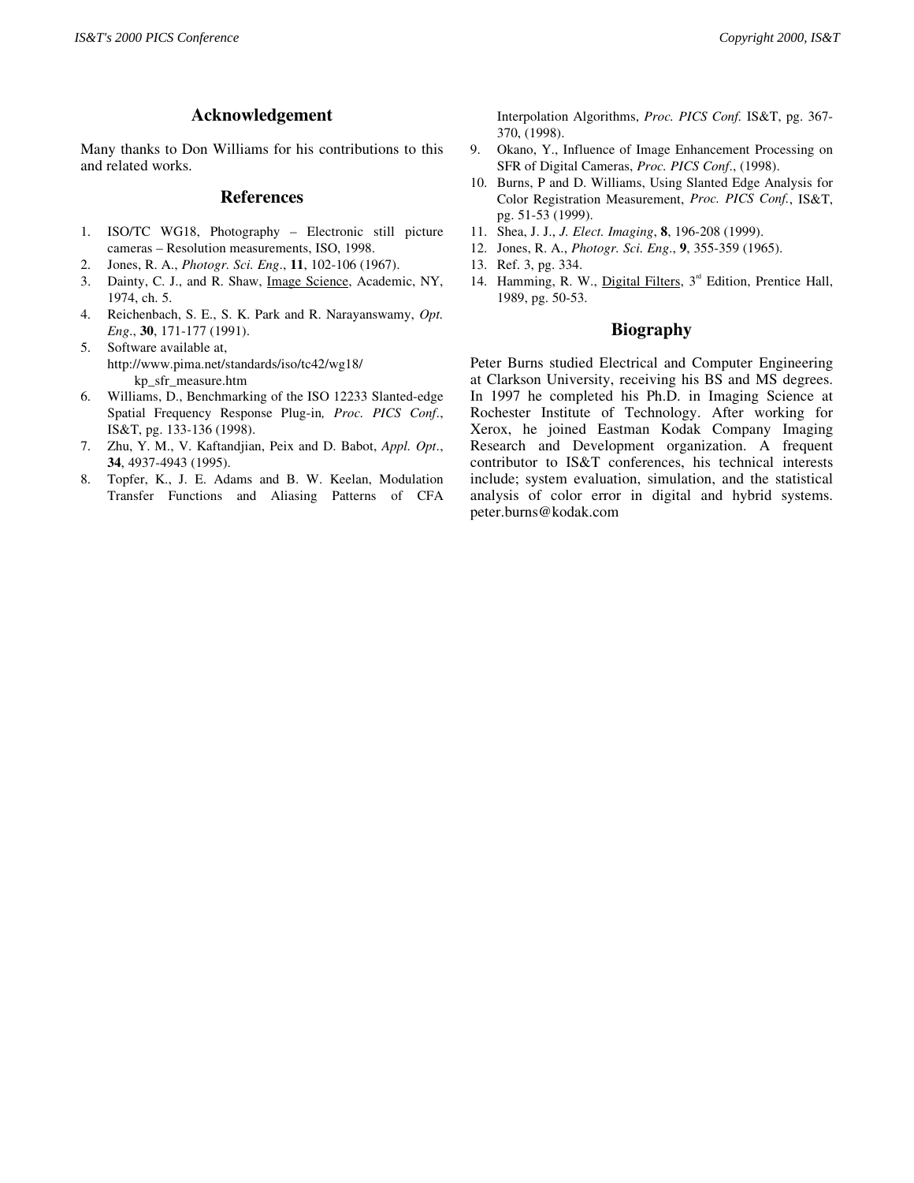## Acknowledgement

Many thanks to Don Williams for his contributions to this and related works.

## References

1. ISO/TC WG18, Photography – Electronic still picture cameras – Resolution measurements, ISO, 1998.
2. Jones, R. A., *Photogr. Sci. Eng*., **11**, 102-106 (1967).
3. Dainty, C. J., and R. Shaw, Image Science, Academic, NY, 1974, ch. 5.
4. Reichenbach, S. E., S. K. Park and R. Narayanswamy, *Opt. Eng*., **30**, 171-177 (1991).
5. Software available at, http://www.pima.net/standards/iso/tc42/wg18/kp_sfr_measure.htm
6. Williams, D., Benchmarking of the ISO 12233 Slanted-edge Spatial Frequency Response Plug-in*, Proc. PICS Conf*., IS&T, pg. 133-136 (1998).
7. Zhu, Y. M., V. Kaftandjian, Peix and D. Babot, *Appl. Opt*., **34**, 4937-4943 (1995).
8. Topfer, K., J. E. Adams and B. W. Keelan, Modulation Transfer Functions and Aliasing Patterns of CFA Interpolation Algorithms, *Proc. PICS Conf.* IS&T, pg. 367-370, (1998).
9. Okano, Y., Influence of Image Enhancement Processing on SFR of Digital Cameras, *Proc. PICS Conf*., (1998).
10. Burns, P and D. Williams, Using Slanted Edge Analysis for Color Registration Measurement, *Proc. PICS Conf.*, IS&T, pg. 51-53 (1999).
11. Shea, J. J., *J. Elect. Imaging*, **8**, 196-208 (1999).
12. Jones, R. A., *Photogr. Sci. Eng*., **9**, 355-359 (1965).
13. Ref. 3, pg. 334.
14. Hamming, R. W., Digital Filters, 3rd Edition, Prentice Hall, 1989, pg. 50-53.

## Biography

Peter Burns studied Electrical and Computer Engineering at Clarkson University, receiving his BS and MS degrees. In 1997 he completed his Ph.D. in Imaging Science at Rochester Institute of Technology. After working for Xerox, he joined Eastman Kodak Company Imaging Research and Development organization. A frequent contributor to IS&T conferences, his technical interests include; system evaluation, simulation, and the statistical analysis of color error in digital and hybrid systems. peter.burns@kodak.com